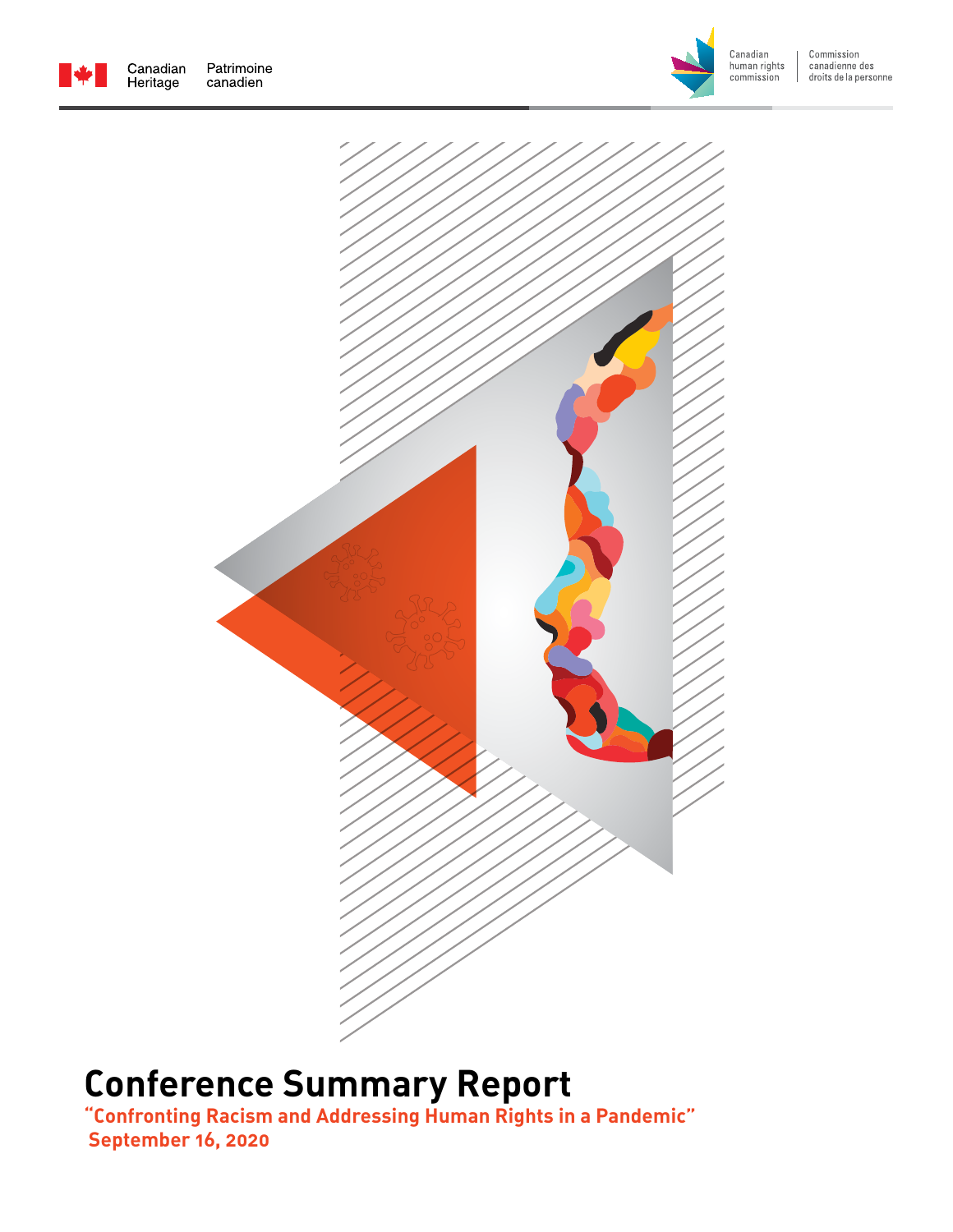Canadian Heritage | Patrimoine canadien

Canadian human rights commission | Commission canadienne des droits de la personne

# Conference Summary Report

**"Confronting Racism and Addressing Human Rights in a Pandemic"**

**September 16, 2020**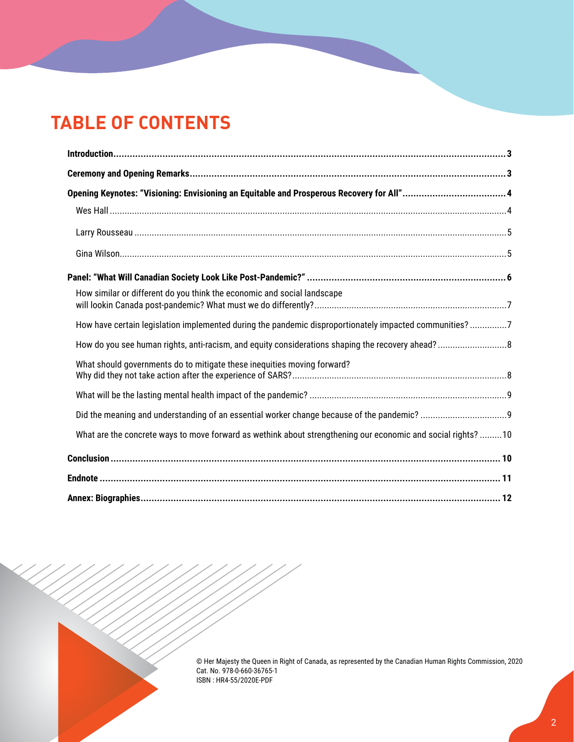# TABLE OF CONTENTS

**Introduction** ..... **3**

**Ceremony and Opening Remarks** ..... **3**

**Opening Keynotes: "Visioning: Envisioning an Equitable and Prosperous Recovery for All"** ..... **4**

- Wes Hall ..... 4
- Larry Rousseau ..... 5
- Gina Wilson ..... 5

**Panel: "What Will Canadian Society Look Like Post-Pandemic?"** ..... **6**

- How similar or different do you think the economic and social landscape will lookin Canada post-pandemic? What must we do differently? ..... 7
- How have certain legislation implemented during the pandemic disproportionately impacted communities? ..... 7
- How do you see human rights, anti-racism, and equity considerations shaping the recovery ahead? ..... 8
- What should governments do to mitigate these inequities moving forward? Why did they not take action after the experience of SARS? ..... 8
- What will be the lasting mental health impact of the pandemic? ..... 9
- Did the meaning and understanding of an essential worker change because of the pandemic? ..... 9
- What are the concrete ways to move forward as wethink about strengthening our economic and social rights? ..... 10

**Conclusion** ..... **10**

**Endnote** ..... **11**

**Annex: Biographies** ..... **12**

© Her Majesty the Queen in Right of Canada, as represented by the Canadian Human Rights Commission, 2020
Cat. No. 978-0-660-36765-1
ISBN : HR4-55/2020E-PDF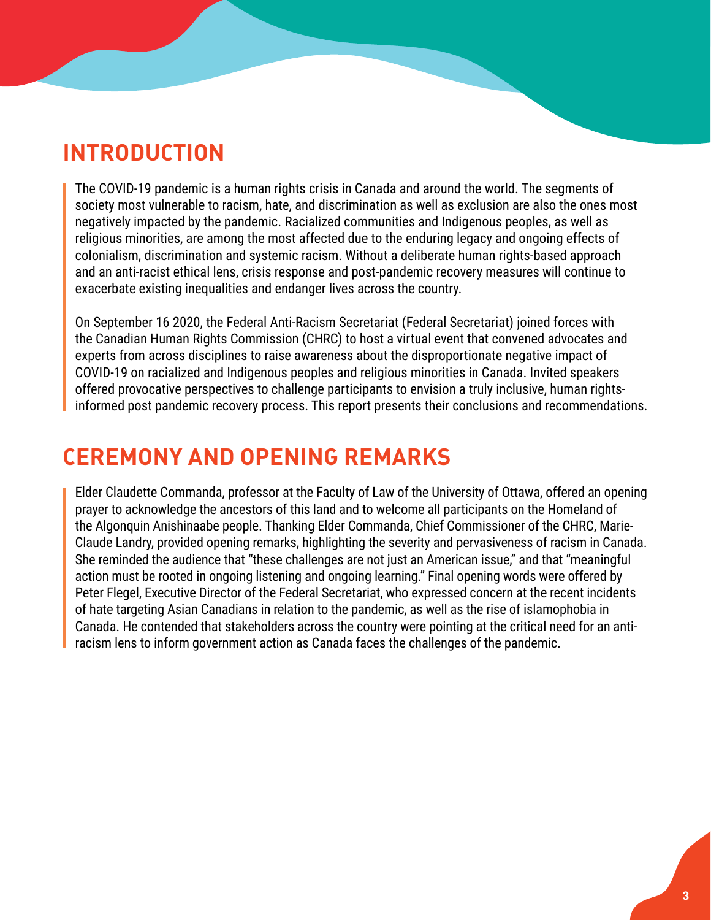## INTRODUCTION

The COVID-19 pandemic is a human rights crisis in Canada and around the world. The segments of society most vulnerable to racism, hate, and discrimination as well as exclusion are also the ones most negatively impacted by the pandemic. Racialized communities and Indigenous peoples, as well as religious minorities, are among the most affected due to the enduring legacy and ongoing effects of colonialism, discrimination and systemic racism. Without a deliberate human rights-based approach and an anti-racist ethical lens, crisis response and post-pandemic recovery measures will continue to exacerbate existing inequalities and endanger lives across the country.

On September 16 2020, the Federal Anti-Racism Secretariat (Federal Secretariat) joined forces with the Canadian Human Rights Commission (CHRC) to host a virtual event that convened advocates and experts from across disciplines to raise awareness about the disproportionate negative impact of COVID-19 on racialized and Indigenous peoples and religious minorities in Canada. Invited speakers offered provocative perspectives to challenge participants to envision a truly inclusive, human rights-informed post pandemic recovery process. This report presents their conclusions and recommendations.

## CEREMONY AND OPENING REMARKS

Elder Claudette Commanda, professor at the Faculty of Law of the University of Ottawa, offered an opening prayer to acknowledge the ancestors of this land and to welcome all participants on the Homeland of the Algonquin Anishinaabe people. Thanking Elder Commanda, Chief Commissioner of the CHRC, Marie-Claude Landry, provided opening remarks, highlighting the severity and pervasiveness of racism in Canada. She reminded the audience that "these challenges are not just an American issue," and that "meaningful action must be rooted in ongoing listening and ongoing learning." Final opening words were offered by Peter Flegel, Executive Director of the Federal Secretariat, who expressed concern at the recent incidents of hate targeting Asian Canadians in relation to the pandemic, as well as the rise of islamophobia in Canada. He contended that stakeholders across the country were pointing at the critical need for an anti-racism lens to inform government action as Canada faces the challenges of the pandemic.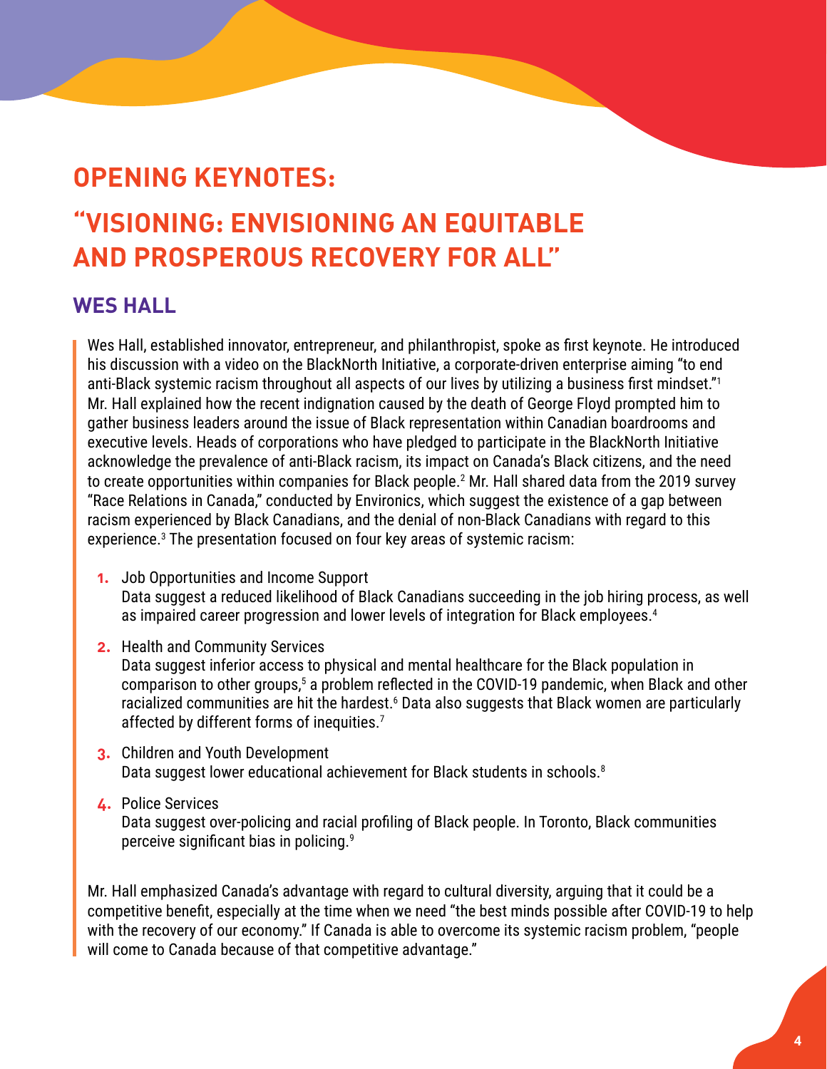# OPENING KEYNOTES:

# "VISIONING: ENVISIONING AN EQUITABLE AND PROSPEROUS RECOVERY FOR ALL"

## WES HALL

Wes Hall, established innovator, entrepreneur, and philanthropist, spoke as first keynote. He introduced his discussion with a video on the BlackNorth Initiative, a corporate-driven enterprise aiming "to end anti-Black systemic racism throughout all aspects of our lives by utilizing a business first mindset."[1] Mr. Hall explained how the recent indignation caused by the death of George Floyd prompted him to gather business leaders around the issue of Black representation within Canadian boardrooms and executive levels. Heads of corporations who have pledged to participate in the BlackNorth Initiative acknowledge the prevalence of anti-Black racism, its impact on Canada's Black citizens, and the need to create opportunities within companies for Black people.[2] Mr. Hall shared data from the 2019 survey "Race Relations in Canada," conducted by Environics, which suggest the existence of a gap between racism experienced by Black Canadians, and the denial of non-Black Canadians with regard to this experience.[3] The presentation focused on four key areas of systemic racism:

1. Job Opportunities and Income Support
   Data suggest a reduced likelihood of Black Canadians succeeding in the job hiring process, as well as impaired career progression and lower levels of integration for Black employees.[4]
2. Health and Community Services
   Data suggest inferior access to physical and mental healthcare for the Black population in comparison to other groups,[5] a problem reflected in the COVID-19 pandemic, when Black and other racialized communities are hit the hardest.[6] Data also suggests that Black women are particularly affected by different forms of inequities.[7]
3. Children and Youth Development
   Data suggest lower educational achievement for Black students in schools.[8]
4. Police Services
   Data suggest over-policing and racial profiling of Black people. In Toronto, Black communities perceive significant bias in policing.[9]

Mr. Hall emphasized Canada's advantage with regard to cultural diversity, arguing that it could be a competitive benefit, especially at the time when we need "the best minds possible after COVID-19 to help with the recovery of our economy." If Canada is able to overcome its systemic racism problem, "people will come to Canada because of that competitive advantage."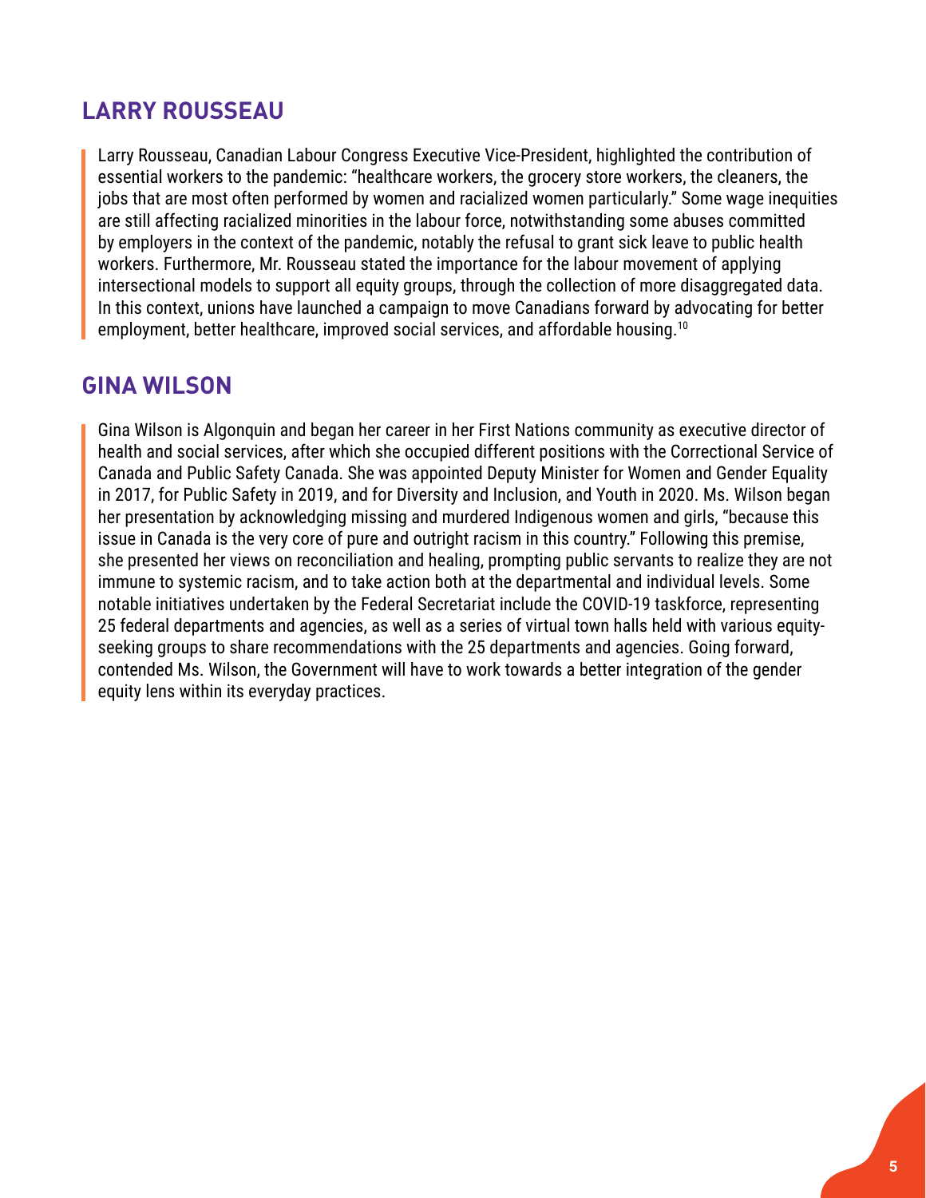## LARRY ROUSSEAU

Larry Rousseau, Canadian Labour Congress Executive Vice-President, highlighted the contribution of essential workers to the pandemic: "healthcare workers, the grocery store workers, the cleaners, the jobs that are most often performed by women and racialized women particularly." Some wage inequities are still affecting racialized minorities in the labour force, notwithstanding some abuses committed by employers in the context of the pandemic, notably the refusal to grant sick leave to public health workers. Furthermore, Mr. Rousseau stated the importance for the labour movement of applying intersectional models to support all equity groups, through the collection of more disaggregated data. In this context, unions have launched a campaign to move Canadians forward by advocating for better employment, better healthcare, improved social services, and affordable housing.[10]

## GINA WILSON

Gina Wilson is Algonquin and began her career in her First Nations community as executive director of health and social services, after which she occupied different positions with the Correctional Service of Canada and Public Safety Canada. She was appointed Deputy Minister for Women and Gender Equality in 2017, for Public Safety in 2019, and for Diversity and Inclusion, and Youth in 2020. Ms. Wilson began her presentation by acknowledging missing and murdered Indigenous women and girls, "because this issue in Canada is the very core of pure and outright racism in this country." Following this premise, she presented her views on reconciliation and healing, prompting public servants to realize they are not immune to systemic racism, and to take action both at the departmental and individual levels. Some notable initiatives undertaken by the Federal Secretariat include the COVID-19 taskforce, representing 25 federal departments and agencies, as well as a series of virtual town halls held with various equity-seeking groups to share recommendations with the 25 departments and agencies. Going forward, contended Ms. Wilson, the Government will have to work towards a better integration of the gender equity lens within its everyday practices.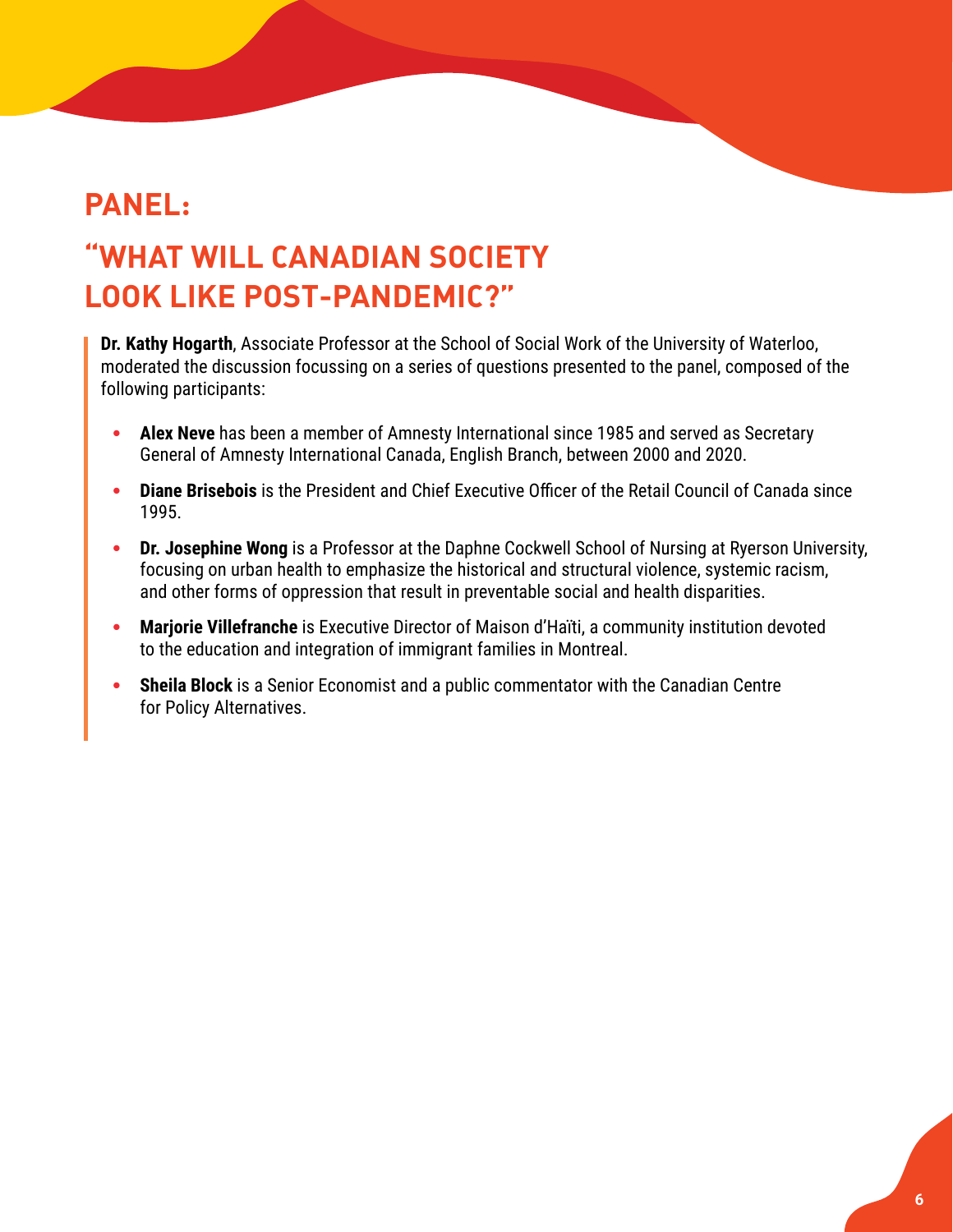# PANEL:

## "WHAT WILL CANADIAN SOCIETY LOOK LIKE POST-PANDEMIC?"

**Dr. Kathy Hogarth**, Associate Professor at the School of Social Work of the University of Waterloo, moderated the discussion focussing on a series of questions presented to the panel, composed of the following participants:

- **Alex Neve** has been a member of Amnesty International since 1985 and served as Secretary General of Amnesty International Canada, English Branch, between 2000 and 2020.
- **Diane Brisebois** is the President and Chief Executive Officer of the Retail Council of Canada since 1995.
- **Dr. Josephine Wong** is a Professor at the Daphne Cockwell School of Nursing at Ryerson University, focusing on urban health to emphasize the historical and structural violence, systemic racism, and other forms of oppression that result in preventable social and health disparities.
- **Marjorie Villefranche** is Executive Director of Maison d'Haïti, a community institution devoted to the education and integration of immigrant families in Montreal.
- **Sheila Block** is a Senior Economist and a public commentator with the Canadian Centre for Policy Alternatives.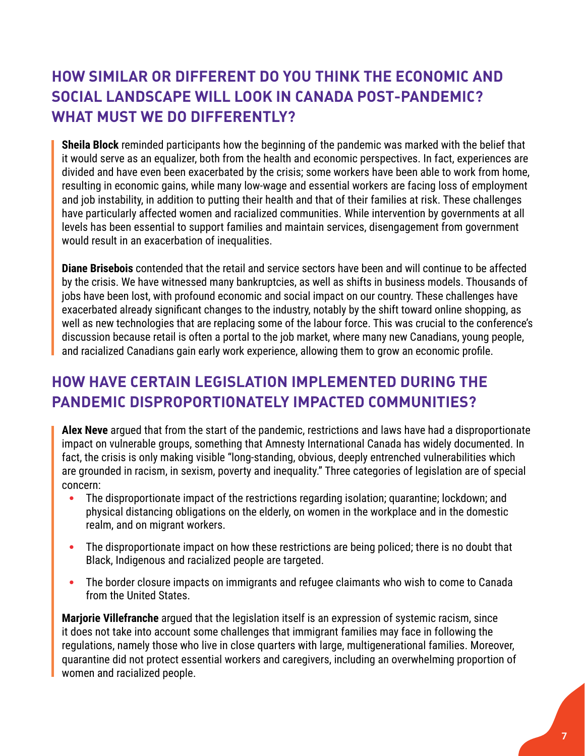## HOW SIMILAR OR DIFFERENT DO YOU THINK THE ECONOMIC AND SOCIAL LANDSCAPE WILL LOOK IN CANADA POST-PANDEMIC? WHAT MUST WE DO DIFFERENTLY?

**Sheila Block** reminded participants how the beginning of the pandemic was marked with the belief that it would serve as an equalizer, both from the health and economic perspectives. In fact, experiences are divided and have even been exacerbated by the crisis; some workers have been able to work from home, resulting in economic gains, while many low-wage and essential workers are facing loss of employment and job instability, in addition to putting their health and that of their families at risk. These challenges have particularly affected women and racialized communities. While intervention by governments at all levels has been essential to support families and maintain services, disengagement from government would result in an exacerbation of inequalities.

**Diane Brisebois** contended that the retail and service sectors have been and will continue to be affected by the crisis. We have witnessed many bankruptcies, as well as shifts in business models. Thousands of jobs have been lost, with profound economic and social impact on our country. These challenges have exacerbated already significant changes to the industry, notably by the shift toward online shopping, as well as new technologies that are replacing some of the labour force. This was crucial to the conference's discussion because retail is often a portal to the job market, where many new Canadians, young people, and racialized Canadians gain early work experience, allowing them to grow an economic profile.

## HOW HAVE CERTAIN LEGISLATION IMPLEMENTED DURING THE PANDEMIC DISPROPORTIONATELY IMPACTED COMMUNITIES?

**Alex Neve** argued that from the start of the pandemic, restrictions and laws have had a disproportionate impact on vulnerable groups, something that Amnesty International Canada has widely documented. In fact, the crisis is only making visible "long-standing, obvious, deeply entrenched vulnerabilities which are grounded in racism, in sexism, poverty and inequality." Three categories of legislation are of special concern:

- The disproportionate impact of the restrictions regarding isolation; quarantine; lockdown; and physical distancing obligations on the elderly, on women in the workplace and in the domestic realm, and on migrant workers.
- The disproportionate impact on how these restrictions are being policed; there is no doubt that Black, Indigenous and racialized people are targeted.
- The border closure impacts on immigrants and refugee claimants who wish to come to Canada from the United States.

**Marjorie Villefranche** argued that the legislation itself is an expression of systemic racism, since it does not take into account some challenges that immigrant families may face in following the regulations, namely those who live in close quarters with large, multigenerational families. Moreover, quarantine did not protect essential workers and caregivers, including an overwhelming proportion of women and racialized people.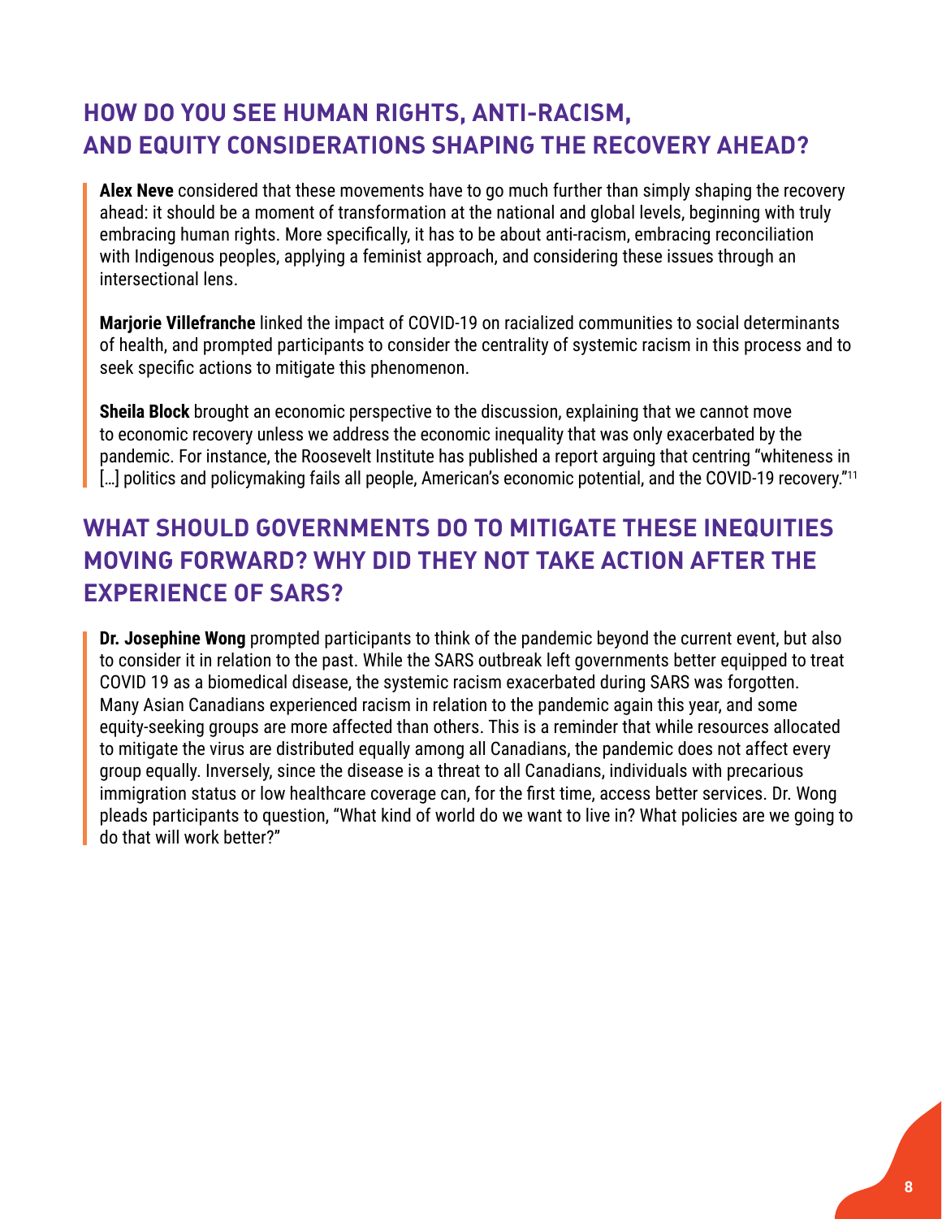## HOW DO YOU SEE HUMAN RIGHTS, ANTI-RACISM, AND EQUITY CONSIDERATIONS SHAPING THE RECOVERY AHEAD?

**Alex Neve** considered that these movements have to go much further than simply shaping the recovery ahead: it should be a moment of transformation at the national and global levels, beginning with truly embracing human rights. More specifically, it has to be about anti-racism, embracing reconciliation with Indigenous peoples, applying a feminist approach, and considering these issues through an intersectional lens.

**Marjorie Villefranche** linked the impact of COVID-19 on racialized communities to social determinants of health, and prompted participants to consider the centrality of systemic racism in this process and to seek specific actions to mitigate this phenomenon.

**Sheila Block** brought an economic perspective to the discussion, explaining that we cannot move to economic recovery unless we address the economic inequality that was only exacerbated by the pandemic. For instance, the Roosevelt Institute has published a report arguing that centring "whiteness in […] politics and policymaking fails all people, American's economic potential, and the COVID-19 recovery."[11]

## WHAT SHOULD GOVERNMENTS DO TO MITIGATE THESE INEQUITIES MOVING FORWARD? WHY DID THEY NOT TAKE ACTION AFTER THE EXPERIENCE OF SARS?

**Dr. Josephine Wong** prompted participants to think of the pandemic beyond the current event, but also to consider it in relation to the past. While the SARS outbreak left governments better equipped to treat COVID 19 as a biomedical disease, the systemic racism exacerbated during SARS was forgotten. Many Asian Canadians experienced racism in relation to the pandemic again this year, and some equity-seeking groups are more affected than others. This is a reminder that while resources allocated to mitigate the virus are distributed equally among all Canadians, the pandemic does not affect every group equally. Inversely, since the disease is a threat to all Canadians, individuals with precarious immigration status or low healthcare coverage can, for the first time, access better services. Dr. Wong pleads participants to question, "What kind of world do we want to live in? What policies are we going to do that will work better?"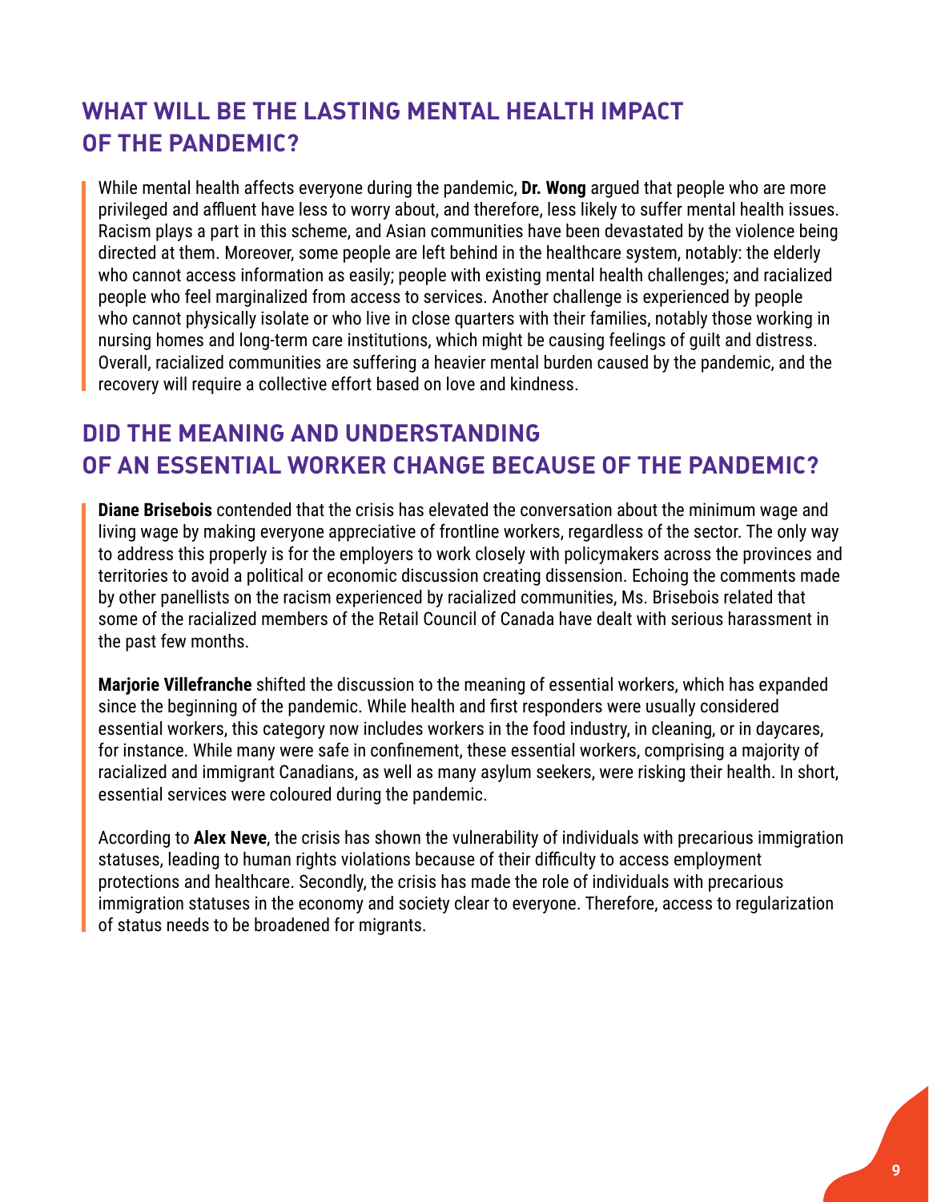## WHAT WILL BE THE LASTING MENTAL HEALTH IMPACT OF THE PANDEMIC?

While mental health affects everyone during the pandemic, **Dr. Wong** argued that people who are more privileged and affluent have less to worry about, and therefore, less likely to suffer mental health issues. Racism plays a part in this scheme, and Asian communities have been devastated by the violence being directed at them. Moreover, some people are left behind in the healthcare system, notably: the elderly who cannot access information as easily; people with existing mental health challenges; and racialized people who feel marginalized from access to services. Another challenge is experienced by people who cannot physically isolate or who live in close quarters with their families, notably those working in nursing homes and long-term care institutions, which might be causing feelings of guilt and distress. Overall, racialized communities are suffering a heavier mental burden caused by the pandemic, and the recovery will require a collective effort based on love and kindness.

## DID THE MEANING AND UNDERSTANDING OF AN ESSENTIAL WORKER CHANGE BECAUSE OF THE PANDEMIC?

**Diane Brisebois** contended that the crisis has elevated the conversation about the minimum wage and living wage by making everyone appreciative of frontline workers, regardless of the sector. The only way to address this properly is for the employers to work closely with policymakers across the provinces and territories to avoid a political or economic discussion creating dissension. Echoing the comments made by other panellists on the racism experienced by racialized communities, Ms. Brisebois related that some of the racialized members of the Retail Council of Canada have dealt with serious harassment in the past few months.

**Marjorie Villefranche** shifted the discussion to the meaning of essential workers, which has expanded since the beginning of the pandemic. While health and first responders were usually considered essential workers, this category now includes workers in the food industry, in cleaning, or in daycares, for instance. While many were safe in confinement, these essential workers, comprising a majority of racialized and immigrant Canadians, as well as many asylum seekers, were risking their health. In short, essential services were coloured during the pandemic.

According to **Alex Neve**, the crisis has shown the vulnerability of individuals with precarious immigration statuses, leading to human rights violations because of their difficulty to access employment protections and healthcare. Secondly, the crisis has made the role of individuals with precarious immigration statuses in the economy and society clear to everyone. Therefore, access to regularization of status needs to be broadened for migrants.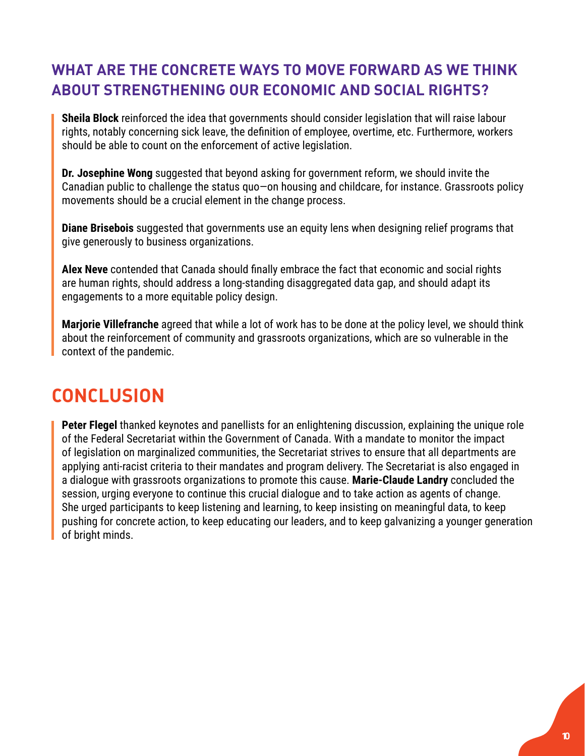## WHAT ARE THE CONCRETE WAYS TO MOVE FORWARD AS WE THINK ABOUT STRENGTHENING OUR ECONOMIC AND SOCIAL RIGHTS?

**Sheila Block** reinforced the idea that governments should consider legislation that will raise labour rights, notably concerning sick leave, the definition of employee, overtime, etc. Furthermore, workers should be able to count on the enforcement of active legislation.

**Dr. Josephine Wong** suggested that beyond asking for government reform, we should invite the Canadian public to challenge the status quo—on housing and childcare, for instance. Grassroots policy movements should be a crucial element in the change process.

**Diane Brisebois** suggested that governments use an equity lens when designing relief programs that give generously to business organizations.

**Alex Neve** contended that Canada should finally embrace the fact that economic and social rights are human rights, should address a long-standing disaggregated data gap, and should adapt its engagements to a more equitable policy design.

**Marjorie Villefranche** agreed that while a lot of work has to be done at the policy level, we should think about the reinforcement of community and grassroots organizations, which are so vulnerable in the context of the pandemic.

# CONCLUSION

**Peter Flegel** thanked keynotes and panellists for an enlightening discussion, explaining the unique role of the Federal Secretariat within the Government of Canada. With a mandate to monitor the impact of legislation on marginalized communities, the Secretariat strives to ensure that all departments are applying anti-racist criteria to their mandates and program delivery. The Secretariat is also engaged in a dialogue with grassroots organizations to promote this cause. **Marie-Claude Landry** concluded the session, urging everyone to continue this crucial dialogue and to take action as agents of change. She urged participants to keep listening and learning, to keep insisting on meaningful data, to keep pushing for concrete action, to keep educating our leaders, and to keep galvanizing a younger generation of bright minds.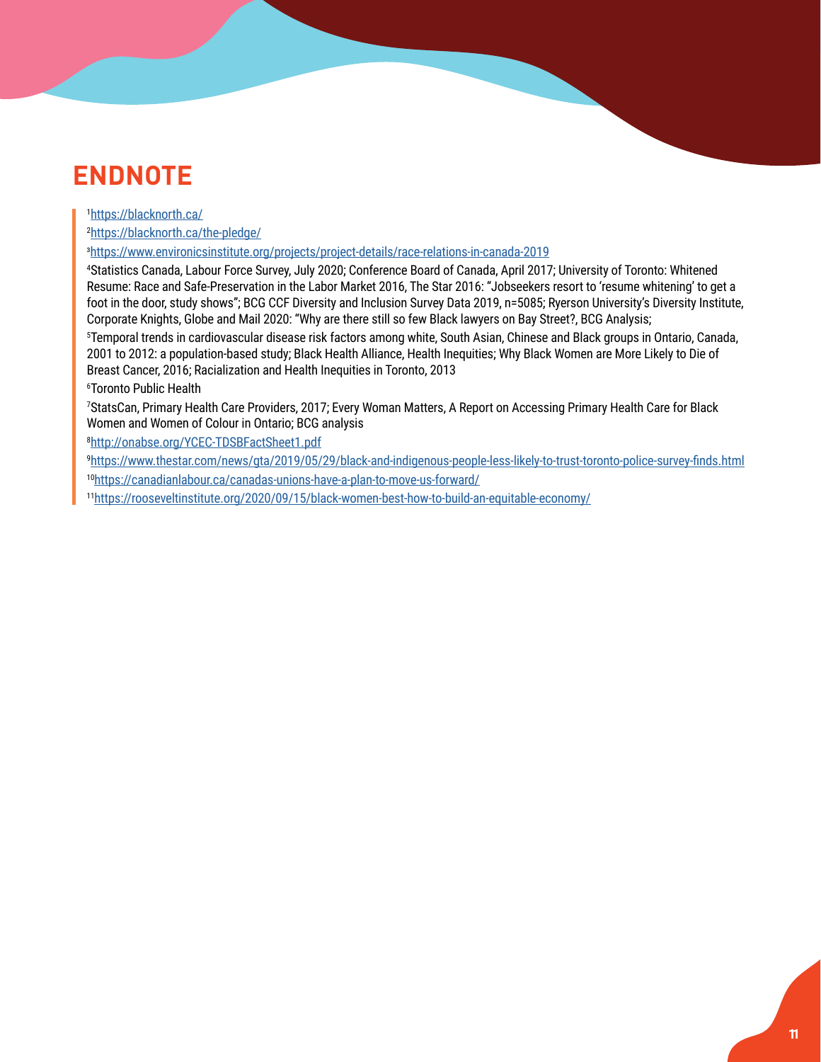# ENDNOTE

[1]https://blacknorth.ca/

[2]https://blacknorth.ca/the-pledge/

[3]https://www.environicsinstitute.org/projects/project-details/race-relations-in-canada-2019

[4]Statistics Canada, Labour Force Survey, July 2020; Conference Board of Canada, April 2017; University of Toronto: Whitened Resume: Race and Safe-Preservation in the Labor Market 2016, The Star 2016: "Jobseekers resort to 'resume whitening' to get a foot in the door, study shows"; BCG CCF Diversity and Inclusion Survey Data 2019, n=5085; Ryerson University's Diversity Institute, Corporate Knights, Globe and Mail 2020: "Why are there still so few Black lawyers on Bay Street?, BCG Analysis;

[5]Temporal trends in cardiovascular disease risk factors among white, South Asian, Chinese and Black groups in Ontario, Canada, 2001 to 2012: a population-based study; Black Health Alliance, Health Inequities; Why Black Women are More Likely to Die of Breast Cancer, 2016; Racialization and Health Inequities in Toronto, 2013

[6]Toronto Public Health

[7]StatsCan, Primary Health Care Providers, 2017; Every Woman Matters, A Report on Accessing Primary Health Care for Black Women and Women of Colour in Ontario; BCG analysis

[8]http://onabse.org/YCEC-TDSBFactSheet1.pdf

[9]https://www.thestar.com/news/gta/2019/05/29/black-and-indigenous-people-less-likely-to-trust-toronto-police-survey-finds.html

[10]https://canadianlabour.ca/canadas-unions-have-a-plan-to-move-us-forward/

[11]https://rooseveltinstitute.org/2020/09/15/black-women-best-how-to-build-an-equitable-economy/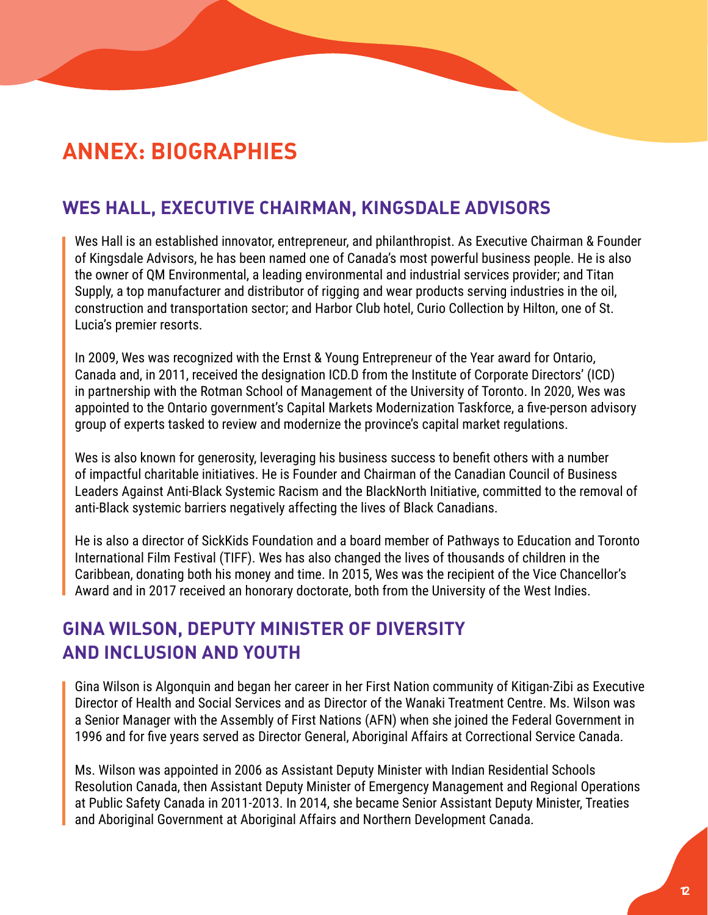# ANNEX: BIOGRAPHIES

## WES HALL, EXECUTIVE CHAIRMAN, KINGSDALE ADVISORS

Wes Hall is an established innovator, entrepreneur, and philanthropist. As Executive Chairman & Founder of Kingsdale Advisors, he has been named one of Canada's most powerful business people. He is also the owner of QM Environmental, a leading environmental and industrial services provider; and Titan Supply, a top manufacturer and distributor of rigging and wear products serving industries in the oil, construction and transportation sector; and Harbor Club hotel, Curio Collection by Hilton, one of St. Lucia's premier resorts.

In 2009, Wes was recognized with the Ernst & Young Entrepreneur of the Year award for Ontario, Canada and, in 2011, received the designation ICD.D from the Institute of Corporate Directors' (ICD) in partnership with the Rotman School of Management of the University of Toronto. In 2020, Wes was appointed to the Ontario government's Capital Markets Modernization Taskforce, a five-person advisory group of experts tasked to review and modernize the province's capital market regulations.

Wes is also known for generosity, leveraging his business success to benefit others with a number of impactful charitable initiatives. He is Founder and Chairman of the Canadian Council of Business Leaders Against Anti-Black Systemic Racism and the BlackNorth Initiative, committed to the removal of anti-Black systemic barriers negatively affecting the lives of Black Canadians.

He is also a director of SickKids Foundation and a board member of Pathways to Education and Toronto International Film Festival (TIFF). Wes has also changed the lives of thousands of children in the Caribbean, donating both his money and time. In 2015, Wes was the recipient of the Vice Chancellor's Award and in 2017 received an honorary doctorate, both from the University of the West Indies.

## GINA WILSON, DEPUTY MINISTER OF DIVERSITY AND INCLUSION AND YOUTH

Gina Wilson is Algonquin and began her career in her First Nation community of Kitigan-Zibi as Executive Director of Health and Social Services and as Director of the Wanaki Treatment Centre. Ms. Wilson was a Senior Manager with the Assembly of First Nations (AFN) when she joined the Federal Government in 1996 and for five years served as Director General, Aboriginal Affairs at Correctional Service Canada.

Ms. Wilson was appointed in 2006 as Assistant Deputy Minister with Indian Residential Schools Resolution Canada, then Assistant Deputy Minister of Emergency Management and Regional Operations at Public Safety Canada in 2011-2013. In 2014, she became Senior Assistant Deputy Minister, Treaties and Aboriginal Government at Aboriginal Affairs and Northern Development Canada.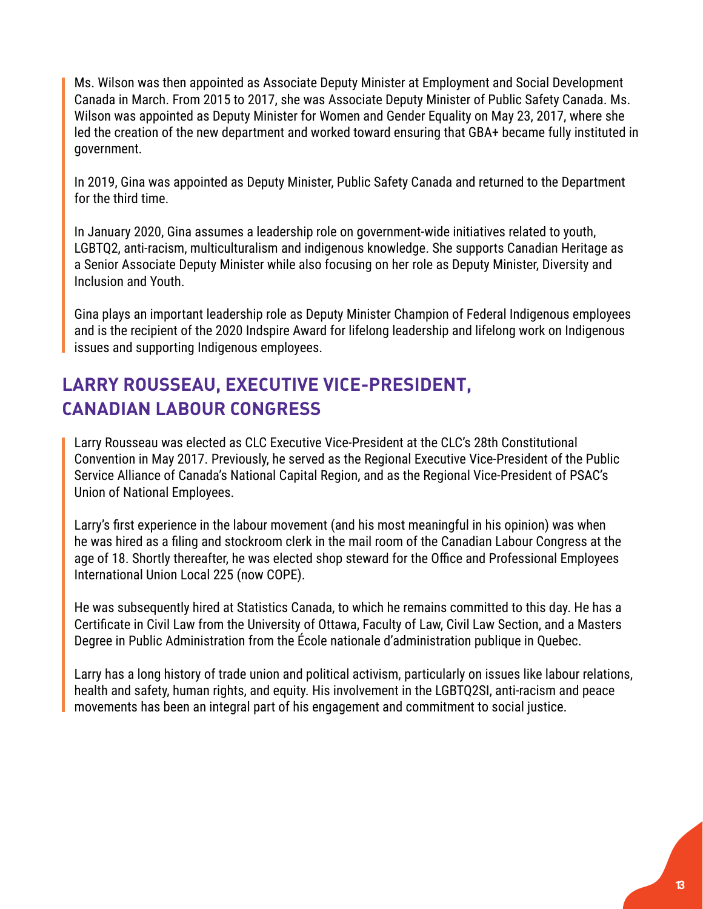Ms. Wilson was then appointed as Associate Deputy Minister at Employment and Social Development Canada in March. From 2015 to 2017, she was Associate Deputy Minister of Public Safety Canada. Ms. Wilson was appointed as Deputy Minister for Women and Gender Equality on May 23, 2017, where she led the creation of the new department and worked toward ensuring that GBA+ became fully instituted in government.

In 2019, Gina was appointed as Deputy Minister, Public Safety Canada and returned to the Department for the third time.

In January 2020, Gina assumes a leadership role on government-wide initiatives related to youth, LGBTQ2, anti-racism, multiculturalism and indigenous knowledge. She supports Canadian Heritage as a Senior Associate Deputy Minister while also focusing on her role as Deputy Minister, Diversity and Inclusion and Youth.

Gina plays an important leadership role as Deputy Minister Champion of Federal Indigenous employees and is the recipient of the 2020 Indspire Award for lifelong leadership and lifelong work on Indigenous issues and supporting Indigenous employees.

## LARRY ROUSSEAU, EXECUTIVE VICE-PRESIDENT, CANADIAN LABOUR CONGRESS

Larry Rousseau was elected as CLC Executive Vice-President at the CLC's 28th Constitutional Convention in May 2017. Previously, he served as the Regional Executive Vice-President of the Public Service Alliance of Canada's National Capital Region, and as the Regional Vice-President of PSAC's Union of National Employees.

Larry's first experience in the labour movement (and his most meaningful in his opinion) was when he was hired as a filing and stockroom clerk in the mail room of the Canadian Labour Congress at the age of 18. Shortly thereafter, he was elected shop steward for the Office and Professional Employees International Union Local 225 (now COPE).

He was subsequently hired at Statistics Canada, to which he remains committed to this day. He has a Certificate in Civil Law from the University of Ottawa, Faculty of Law, Civil Law Section, and a Masters Degree in Public Administration from the École nationale d'administration publique in Quebec.

Larry has a long history of trade union and political activism, particularly on issues like labour relations, health and safety, human rights, and equity. His involvement in the LGBTQ2SI, anti-racism and peace movements has been an integral part of his engagement and commitment to social justice.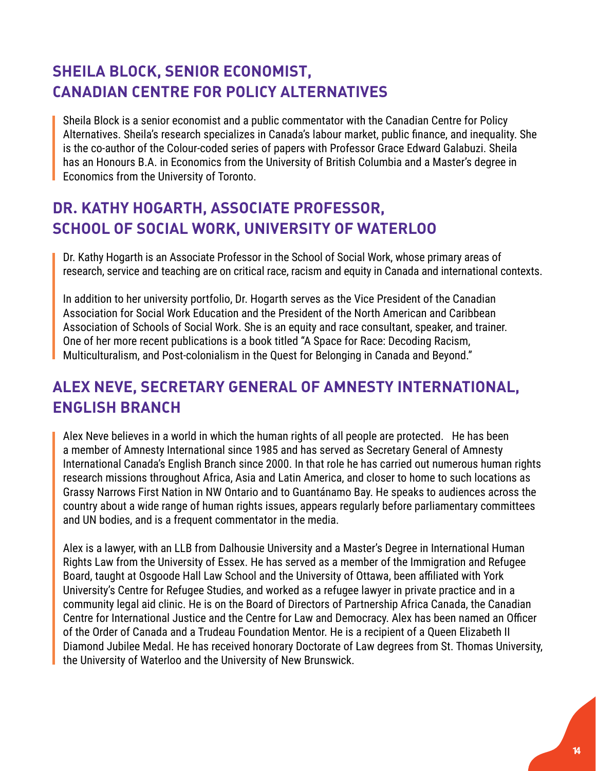## SHEILA BLOCK, SENIOR ECONOMIST, CANADIAN CENTRE FOR POLICY ALTERNATIVES

Sheila Block is a senior economist and a public commentator with the Canadian Centre for Policy Alternatives. Sheila's research specializes in Canada's labour market, public finance, and inequality. She is the co-author of the Colour-coded series of papers with Professor Grace Edward Galabuzi. Sheila has an Honours B.A. in Economics from the University of British Columbia and a Master's degree in Economics from the University of Toronto.

## DR. KATHY HOGARTH, ASSOCIATE PROFESSOR, SCHOOL OF SOCIAL WORK, UNIVERSITY OF WATERLOO

Dr. Kathy Hogarth is an Associate Professor in the School of Social Work, whose primary areas of research, service and teaching are on critical race, racism and equity in Canada and international contexts.

In addition to her university portfolio, Dr. Hogarth serves as the Vice President of the Canadian Association for Social Work Education and the President of the North American and Caribbean Association of Schools of Social Work. She is an equity and race consultant, speaker, and trainer. One of her more recent publications is a book titled "A Space for Race: Decoding Racism, Multiculturalism, and Post-colonialism in the Quest for Belonging in Canada and Beyond."

## ALEX NEVE, SECRETARY GENERAL OF AMNESTY INTERNATIONAL, ENGLISH BRANCH

Alex Neve believes in a world in which the human rights of all people are protected. He has been a member of Amnesty International since 1985 and has served as Secretary General of Amnesty International Canada's English Branch since 2000. In that role he has carried out numerous human rights research missions throughout Africa, Asia and Latin America, and closer to home to such locations as Grassy Narrows First Nation in NW Ontario and to Guantánamo Bay. He speaks to audiences across the country about a wide range of human rights issues, appears regularly before parliamentary committees and UN bodies, and is a frequent commentator in the media.

Alex is a lawyer, with an LLB from Dalhousie University and a Master's Degree in International Human Rights Law from the University of Essex. He has served as a member of the Immigration and Refugee Board, taught at Osgoode Hall Law School and the University of Ottawa, been affiliated with York University's Centre for Refugee Studies, and worked as a refugee lawyer in private practice and in a community legal aid clinic. He is on the Board of Directors of Partnership Africa Canada, the Canadian Centre for International Justice and the Centre for Law and Democracy. Alex has been named an Officer of the Order of Canada and a Trudeau Foundation Mentor. He is a recipient of a Queen Elizabeth II Diamond Jubilee Medal. He has received honorary Doctorate of Law degrees from St. Thomas University, the University of Waterloo and the University of New Brunswick.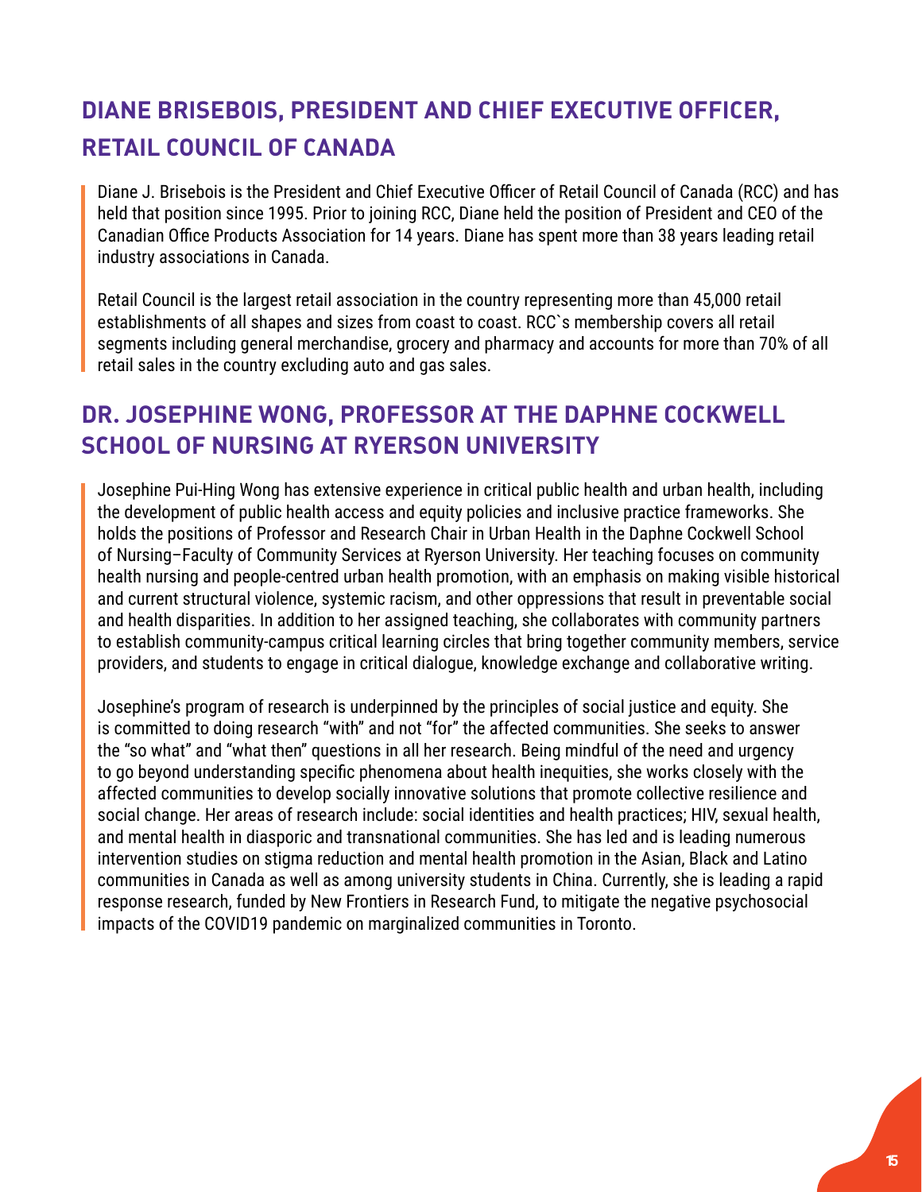## DIANE BRISEBOIS, PRESIDENT AND CHIEF EXECUTIVE OFFICER, RETAIL COUNCIL OF CANADA

Diane J. Brisebois is the President and Chief Executive Officer of Retail Council of Canada (RCC) and has held that position since 1995. Prior to joining RCC, Diane held the position of President and CEO of the Canadian Office Products Association for 14 years. Diane has spent more than 38 years leading retail industry associations in Canada.

Retail Council is the largest retail association in the country representing more than 45,000 retail establishments of all shapes and sizes from coast to coast. RCC`s membership covers all retail segments including general merchandise, grocery and pharmacy and accounts for more than 70% of all retail sales in the country excluding auto and gas sales.

## DR. JOSEPHINE WONG, PROFESSOR AT THE DAPHNE COCKWELL SCHOOL OF NURSING AT RYERSON UNIVERSITY

Josephine Pui-Hing Wong has extensive experience in critical public health and urban health, including the development of public health access and equity policies and inclusive practice frameworks. She holds the positions of Professor and Research Chair in Urban Health in the Daphne Cockwell School of Nursing–Faculty of Community Services at Ryerson University. Her teaching focuses on community health nursing and people-centred urban health promotion, with an emphasis on making visible historical and current structural violence, systemic racism, and other oppressions that result in preventable social and health disparities. In addition to her assigned teaching, she collaborates with community partners to establish community-campus critical learning circles that bring together community members, service providers, and students to engage in critical dialogue, knowledge exchange and collaborative writing.

Josephine's program of research is underpinned by the principles of social justice and equity. She is committed to doing research "with" and not "for" the affected communities. She seeks to answer the "so what" and "what then" questions in all her research. Being mindful of the need and urgency to go beyond understanding specific phenomena about health inequities, she works closely with the affected communities to develop socially innovative solutions that promote collective resilience and social change. Her areas of research include: social identities and health practices; HIV, sexual health, and mental health in diasporic and transnational communities. She has led and is leading numerous intervention studies on stigma reduction and mental health promotion in the Asian, Black and Latino communities in Canada as well as among university students in China. Currently, she is leading a rapid response research, funded by New Frontiers in Research Fund, to mitigate the negative psychosocial impacts of the COVID19 pandemic on marginalized communities in Toronto.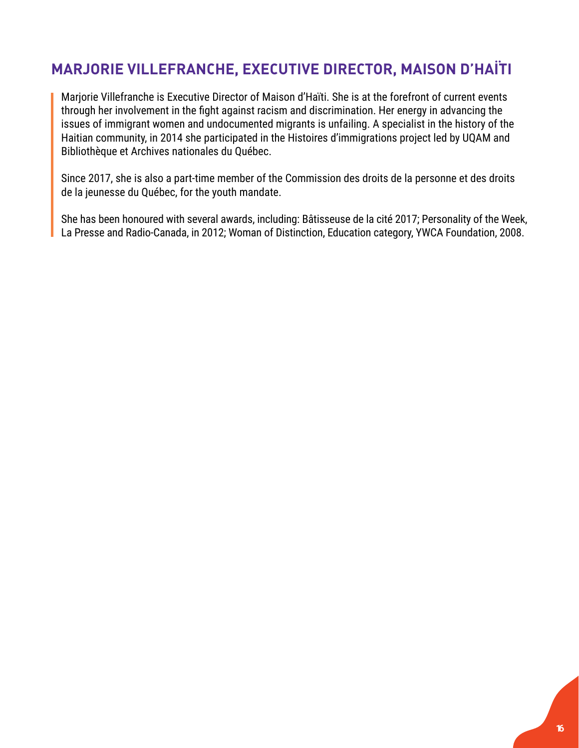## MARJORIE VILLEFRANCHE, EXECUTIVE DIRECTOR, MAISON D'HAÏTI

Marjorie Villefranche is Executive Director of Maison d'Haïti. She is at the forefront of current events through her involvement in the fight against racism and discrimination. Her energy in advancing the issues of immigrant women and undocumented migrants is unfailing. A specialist in the history of the Haitian community, in 2014 she participated in the Histoires d'immigrations project led by UQAM and Bibliothèque et Archives nationales du Québec.

Since 2017, she is also a part-time member of the Commission des droits de la personne et des droits de la jeunesse du Québec, for the youth mandate.

She has been honoured with several awards, including: Bâtisseuse de la cité 2017; Personality of the Week, La Presse and Radio-Canada, in 2012; Woman of Distinction, Education category, YWCA Foundation, 2008.